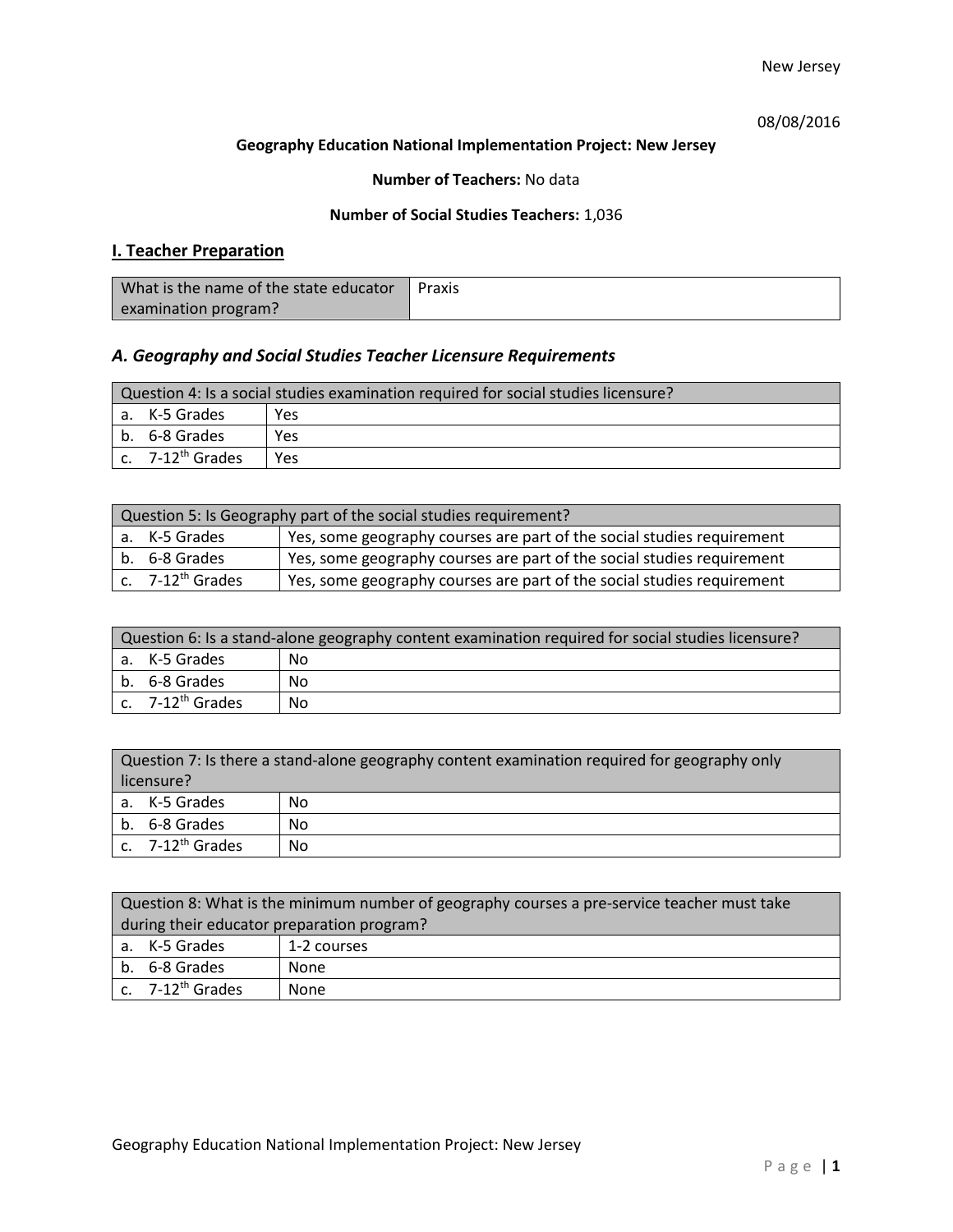New Jersey

08/08/2016

**Geography Education National Implementation Project: New Jersey**

**Number of Teachers:** No data

**Number of Social Studies Teachers:** 1,036

## I. Teacher Preparation

| What is the name of the state educator examination program? | Praxis |
|---|---|

### *A. Geography and Social Studies Teacher Licensure Requirements*

| Question 4: Is a social studies examination required for social studies licensure? | |
|---|---|
| a. K-5 Grades | Yes |
| b. 6-8 Grades | Yes |
| c. 7-12th Grades | Yes |

| Question 5: Is Geography part of the social studies requirement? | |
|---|---|
| a. K-5 Grades | Yes, some geography courses are part of the social studies requirement |
| b. 6-8 Grades | Yes, some geography courses are part of the social studies requirement |
| c. 7-12th Grades | Yes, some geography courses are part of the social studies requirement |

| Question 6: Is a stand-alone geography content examination required for social studies licensure? | |
|---|---|
| a. K-5 Grades | No |
| b. 6-8 Grades | No |
| c. 7-12th Grades | No |

| Question 7: Is there a stand-alone geography content examination required for geography only licensure? | |
|---|---|
| a. K-5 Grades | No |
| b. 6-8 Grades | No |
| c. 7-12th Grades | No |

| Question 8: What is the minimum number of geography courses a pre-service teacher must take during their educator preparation program? | |
|---|---|
| a. K-5 Grades | 1-2 courses |
| b. 6-8 Grades | None |
| c. 7-12th Grades | None |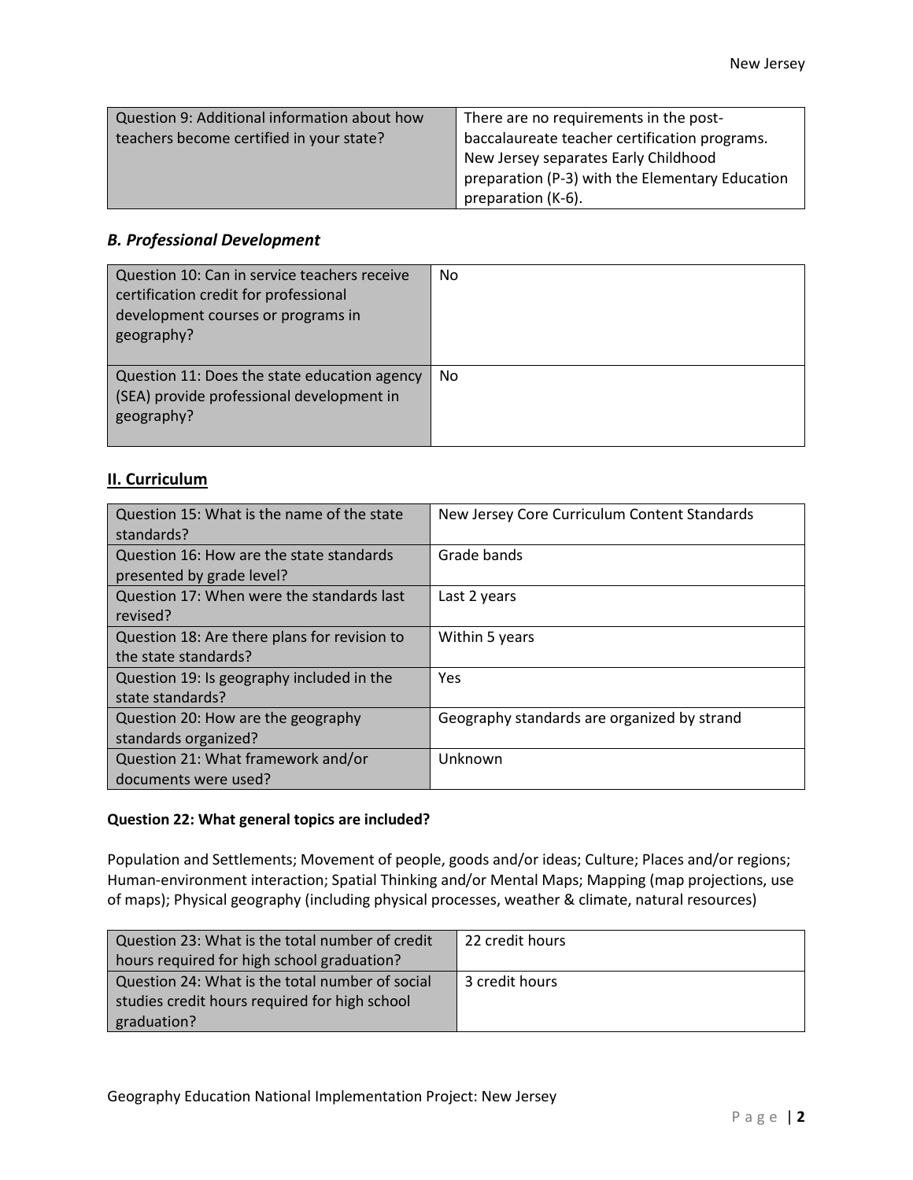| Question 9: Additional information about how teachers become certified in your state? | There are no requirements in the post-baccalaureate teacher certification programs. New Jersey separates Early Childhood preparation (P-3) with the Elementary Education preparation (K-6). |
|---|---|

### *B. Professional Development*

| Question 10: Can in service teachers receive certification credit for professional development courses or programs in geography? | No |
|---|---|
| Question 11: Does the state education agency (SEA) provide professional development in geography? | No |

## II. Curriculum

| Question 15: What is the name of the state standards? | New Jersey Core Curriculum Content Standards |
|---|---|
| Question 16: How are the state standards presented by grade level? | Grade bands |
| Question 17: When were the standards last revised? | Last 2 years |
| Question 18: Are there plans for revision to the state standards? | Within 5 years |
| Question 19: Is geography included in the state standards? | Yes |
| Question 20: How are the geography standards organized? | Geography standards are organized by strand |
| Question 21: What framework and/or documents were used? | Unknown |

**Question 22: What general topics are included?**

Population and Settlements; Movement of people, goods and/or ideas; Culture; Places and/or regions; Human-environment interaction; Spatial Thinking and/or Mental Maps; Mapping (map projections, use of maps); Physical geography (including physical processes, weather & climate, natural resources)

| Question 23: What is the total number of credit hours required for high school graduation? | 22 credit hours |
|---|---|
| Question 24: What is the total number of social studies credit hours required for high school graduation? | 3 credit hours |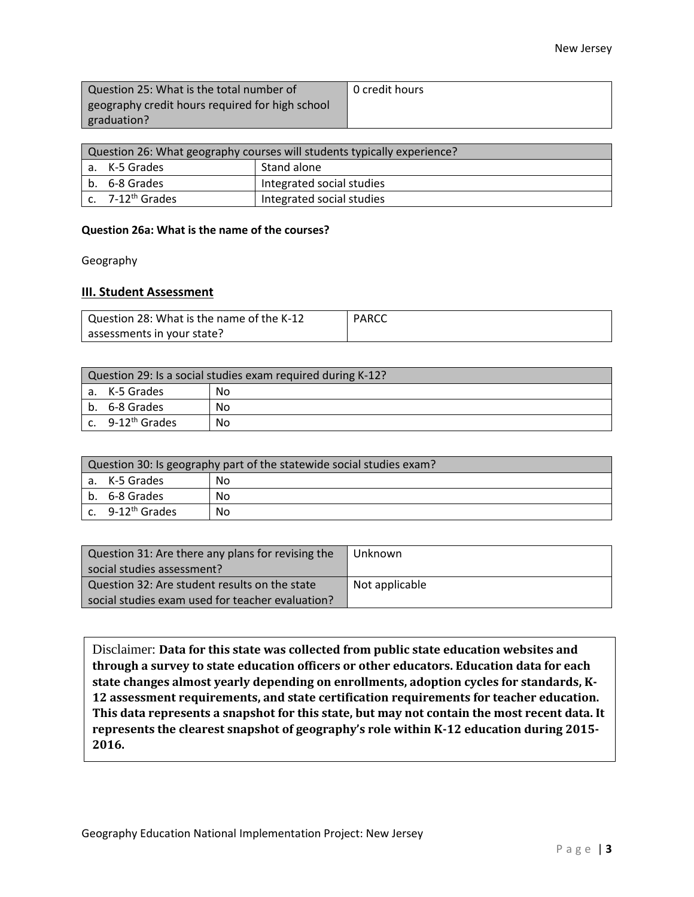| | |
|---|---|
| Question 25: What is the total number of geography credit hours required for high school graduation? | 0 credit hours |

| Question 26: What geography courses will students typically experience? | |
|---|---|
| a. K-5 Grades | Stand alone |
| b. 6-8 Grades | Integrated social studies |
| c. 7-12th Grades | Integrated social studies |

**Question 26a: What is the name of the courses?**

Geography

## III. Student Assessment

| | |
|---|---|
| Question 28: What is the name of the K-12 assessments in your state? | PARCC |

| Question 29: Is a social studies exam required during K-12? | |
|---|---|
| a. K-5 Grades | No |
| b. 6-8 Grades | No |
| c. 9-12th Grades | No |

| Question 30: Is geography part of the statewide social studies exam? | |
|---|---|
| a. K-5 Grades | No |
| b. 6-8 Grades | No |
| c. 9-12th Grades | No |

| | |
|---|---|
| Question 31: Are there any plans for revising the social studies assessment? | Unknown |
| Question 32: Are student results on the state social studies exam used for teacher evaluation? | Not applicable |

Disclaimer: **Data for this state was collected from public state education websites and through a survey to state education officers or other educators. Education data for each state changes almost yearly depending on enrollments, adoption cycles for standards, K-12 assessment requirements, and state certification requirements for teacher education. This data represents a snapshot for this state, but may not contain the most recent data. It represents the clearest snapshot of geography's role within K-12 education during 2015-2016.**